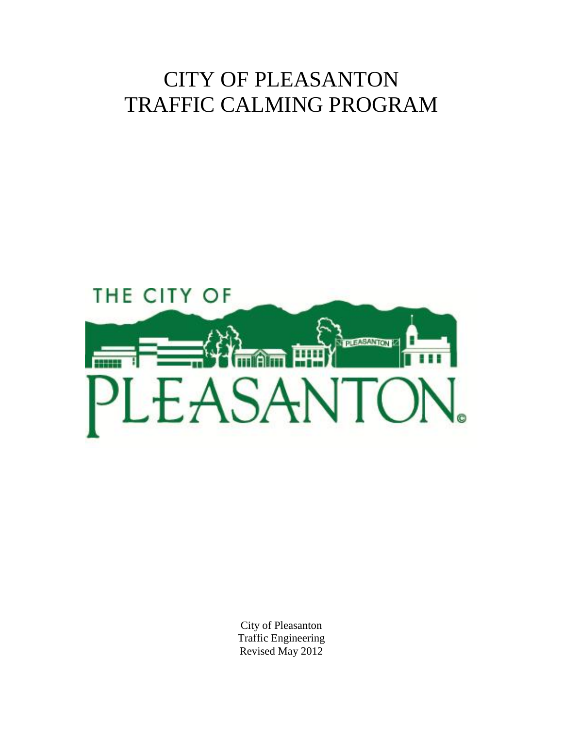# CITY OF PLEASANTON
# TRAFFIC CALMING PROGRAM

City of Pleasanton
Traffic Engineering
Revised May 2012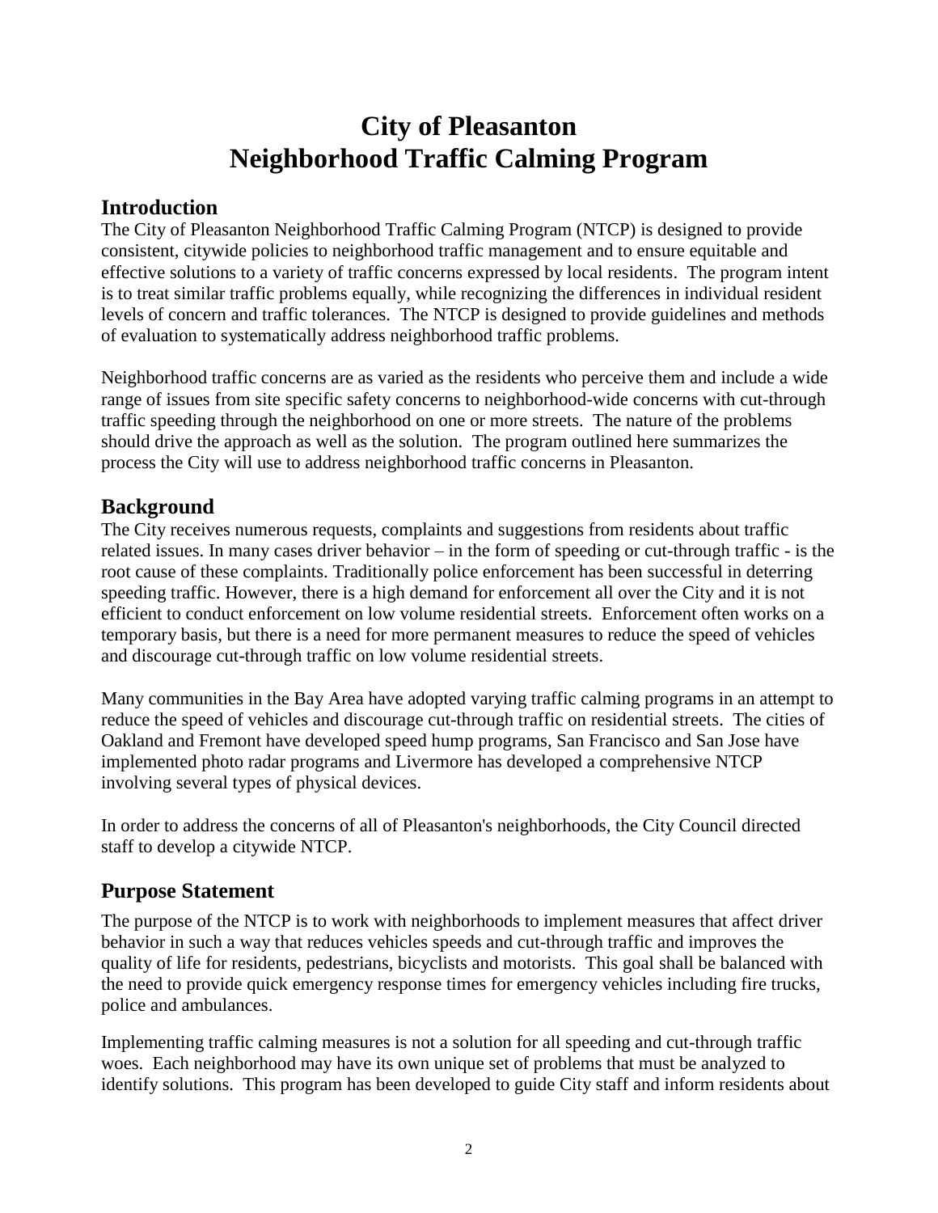# City of Pleasanton
# Neighborhood Traffic Calming Program

## Introduction

The City of Pleasanton Neighborhood Traffic Calming Program (NTCP) is designed to provide consistent, citywide policies to neighborhood traffic management and to ensure equitable and effective solutions to a variety of traffic concerns expressed by local residents. The program intent is to treat similar traffic problems equally, while recognizing the differences in individual resident levels of concern and traffic tolerances. The NTCP is designed to provide guidelines and methods of evaluation to systematically address neighborhood traffic problems.

Neighborhood traffic concerns are as varied as the residents who perceive them and include a wide range of issues from site specific safety concerns to neighborhood-wide concerns with cut-through traffic speeding through the neighborhood on one or more streets. The nature of the problems should drive the approach as well as the solution. The program outlined here summarizes the process the City will use to address neighborhood traffic concerns in Pleasanton.

## Background

The City receives numerous requests, complaints and suggestions from residents about traffic related issues. In many cases driver behavior – in the form of speeding or cut-through traffic - is the root cause of these complaints. Traditionally police enforcement has been successful in deterring speeding traffic. However, there is a high demand for enforcement all over the City and it is not efficient to conduct enforcement on low volume residential streets. Enforcement often works on a temporary basis, but there is a need for more permanent measures to reduce the speed of vehicles and discourage cut-through traffic on low volume residential streets.

Many communities in the Bay Area have adopted varying traffic calming programs in an attempt to reduce the speed of vehicles and discourage cut-through traffic on residential streets. The cities of Oakland and Fremont have developed speed hump programs, San Francisco and San Jose have implemented photo radar programs and Livermore has developed a comprehensive NTCP involving several types of physical devices.

In order to address the concerns of all of Pleasanton's neighborhoods, the City Council directed staff to develop a citywide NTCP.

## Purpose Statement

The purpose of the NTCP is to work with neighborhoods to implement measures that affect driver behavior in such a way that reduces vehicles speeds and cut-through traffic and improves the quality of life for residents, pedestrians, bicyclists and motorists. This goal shall be balanced with the need to provide quick emergency response times for emergency vehicles including fire trucks, police and ambulances.

Implementing traffic calming measures is not a solution for all speeding and cut-through traffic woes. Each neighborhood may have its own unique set of problems that must be analyzed to identify solutions. This program has been developed to guide City staff and inform residents about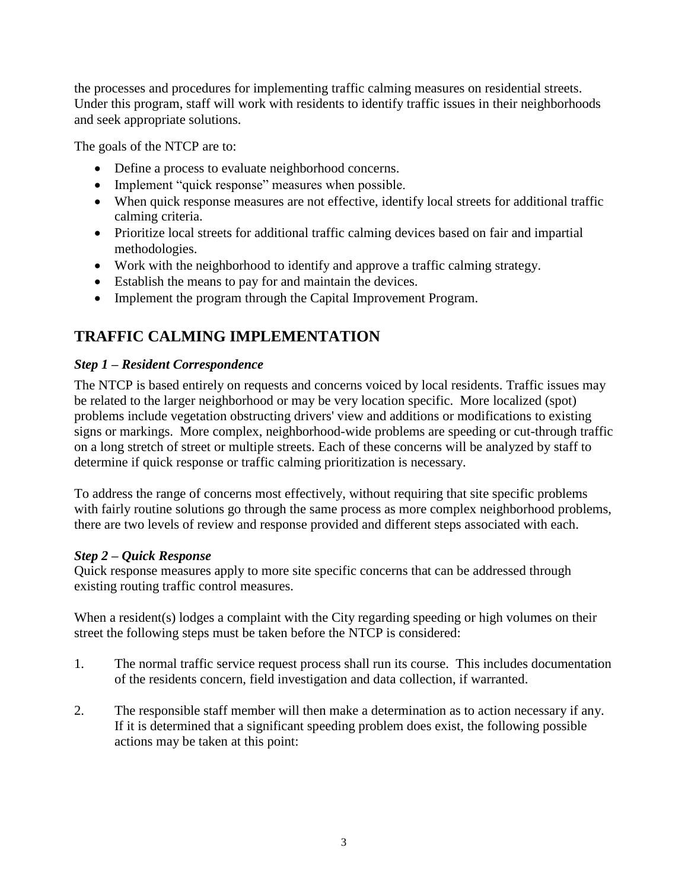the processes and procedures for implementing traffic calming measures on residential streets. Under this program, staff will work with residents to identify traffic issues in their neighborhoods and seek appropriate solutions.

The goals of the NTCP are to:

- Define a process to evaluate neighborhood concerns.
- Implement "quick response" measures when possible.
- When quick response measures are not effective, identify local streets for additional traffic calming criteria.
- Prioritize local streets for additional traffic calming devices based on fair and impartial methodologies.
- Work with the neighborhood to identify and approve a traffic calming strategy.
- Establish the means to pay for and maintain the devices.
- Implement the program through the Capital Improvement Program.

## TRAFFIC CALMING IMPLEMENTATION

### *Step 1 – Resident Correspondence*

The NTCP is based entirely on requests and concerns voiced by local residents. Traffic issues may be related to the larger neighborhood or may be very location specific. More localized (spot) problems include vegetation obstructing drivers' view and additions or modifications to existing signs or markings. More complex, neighborhood-wide problems are speeding or cut-through traffic on a long stretch of street or multiple streets. Each of these concerns will be analyzed by staff to determine if quick response or traffic calming prioritization is necessary.

To address the range of concerns most effectively, without requiring that site specific problems with fairly routine solutions go through the same process as more complex neighborhood problems, there are two levels of review and response provided and different steps associated with each.

### *Step 2 – Quick Response*

Quick response measures apply to more site specific concerns that can be addressed through existing routing traffic control measures.

When a resident(s) lodges a complaint with the City regarding speeding or high volumes on their street the following steps must be taken before the NTCP is considered:

1. The normal traffic service request process shall run its course. This includes documentation of the residents concern, field investigation and data collection, if warranted.

2. The responsible staff member will then make a determination as to action necessary if any. If it is determined that a significant speeding problem does exist, the following possible actions may be taken at this point: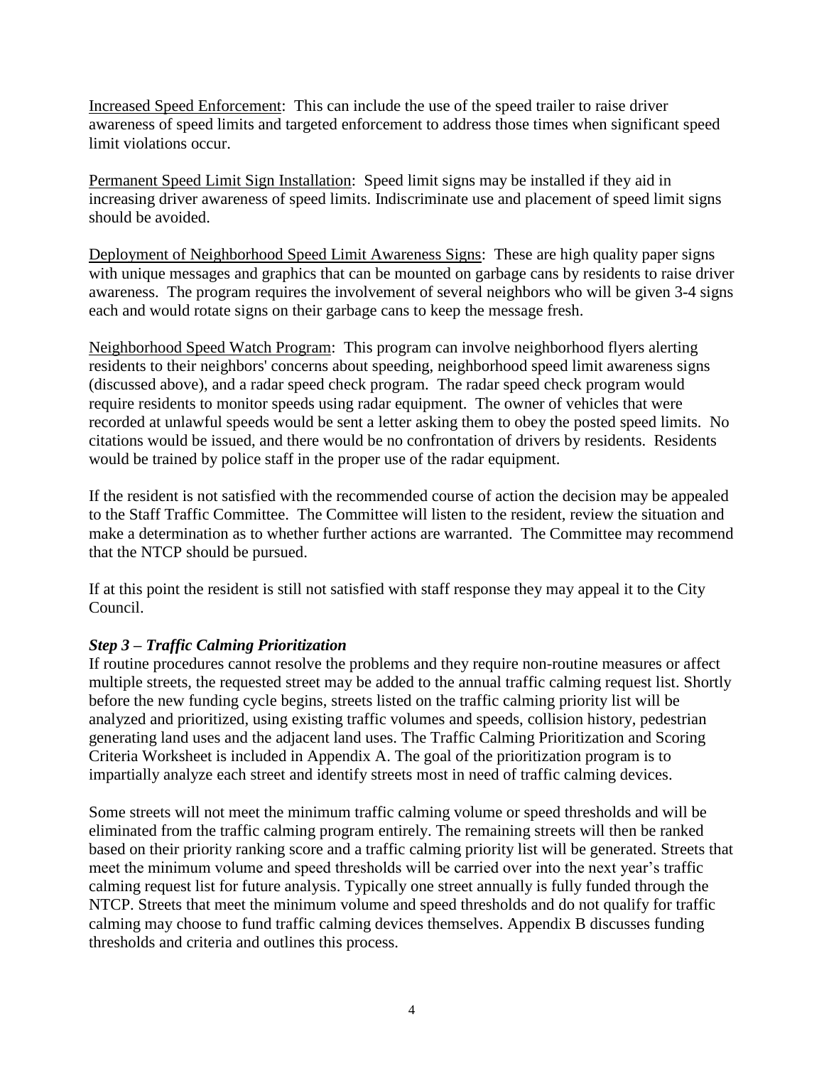Increased Speed Enforcement: This can include the use of the speed trailer to raise driver awareness of speed limits and targeted enforcement to address those times when significant speed limit violations occur.

Permanent Speed Limit Sign Installation: Speed limit signs may be installed if they aid in increasing driver awareness of speed limits. Indiscriminate use and placement of speed limit signs should be avoided.

Deployment of Neighborhood Speed Limit Awareness Signs: These are high quality paper signs with unique messages and graphics that can be mounted on garbage cans by residents to raise driver awareness. The program requires the involvement of several neighbors who will be given 3-4 signs each and would rotate signs on their garbage cans to keep the message fresh.

Neighborhood Speed Watch Program: This program can involve neighborhood flyers alerting residents to their neighbors' concerns about speeding, neighborhood speed limit awareness signs (discussed above), and a radar speed check program. The radar speed check program would require residents to monitor speeds using radar equipment. The owner of vehicles that were recorded at unlawful speeds would be sent a letter asking them to obey the posted speed limits. No citations would be issued, and there would be no confrontation of drivers by residents. Residents would be trained by police staff in the proper use of the radar equipment.

If the resident is not satisfied with the recommended course of action the decision may be appealed to the Staff Traffic Committee. The Committee will listen to the resident, review the situation and make a determination as to whether further actions are warranted. The Committee may recommend that the NTCP should be pursued.

If at this point the resident is still not satisfied with staff response they may appeal it to the City Council.

### *Step 3 – Traffic Calming Prioritization*

If routine procedures cannot resolve the problems and they require non-routine measures or affect multiple streets, the requested street may be added to the annual traffic calming request list. Shortly before the new funding cycle begins, streets listed on the traffic calming priority list will be analyzed and prioritized, using existing traffic volumes and speeds, collision history, pedestrian generating land uses and the adjacent land uses. The Traffic Calming Prioritization and Scoring Criteria Worksheet is included in Appendix A. The goal of the prioritization program is to impartially analyze each street and identify streets most in need of traffic calming devices.

Some streets will not meet the minimum traffic calming volume or speed thresholds and will be eliminated from the traffic calming program entirely. The remaining streets will then be ranked based on their priority ranking score and a traffic calming priority list will be generated. Streets that meet the minimum volume and speed thresholds will be carried over into the next year's traffic calming request list for future analysis. Typically one street annually is fully funded through the NTCP. Streets that meet the minimum volume and speed thresholds and do not qualify for traffic calming may choose to fund traffic calming devices themselves. Appendix B discusses funding thresholds and criteria and outlines this process.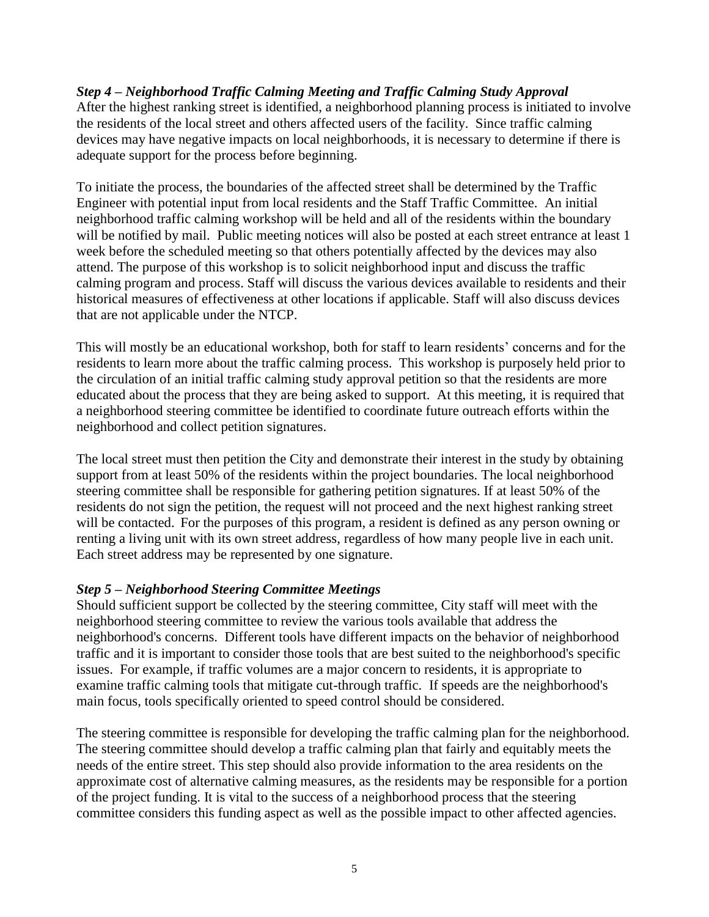### *Step 4 – Neighborhood Traffic Calming Meeting and Traffic Calming Study Approval*

After the highest ranking street is identified, a neighborhood planning process is initiated to involve the residents of the local street and others affected users of the facility. Since traffic calming devices may have negative impacts on local neighborhoods, it is necessary to determine if there is adequate support for the process before beginning.

To initiate the process, the boundaries of the affected street shall be determined by the Traffic Engineer with potential input from local residents and the Staff Traffic Committee. An initial neighborhood traffic calming workshop will be held and all of the residents within the boundary will be notified by mail. Public meeting notices will also be posted at each street entrance at least 1 week before the scheduled meeting so that others potentially affected by the devices may also attend. The purpose of this workshop is to solicit neighborhood input and discuss the traffic calming program and process. Staff will discuss the various devices available to residents and their historical measures of effectiveness at other locations if applicable. Staff will also discuss devices that are not applicable under the NTCP.

This will mostly be an educational workshop, both for staff to learn residents' concerns and for the residents to learn more about the traffic calming process. This workshop is purposely held prior to the circulation of an initial traffic calming study approval petition so that the residents are more educated about the process that they are being asked to support. At this meeting, it is required that a neighborhood steering committee be identified to coordinate future outreach efforts within the neighborhood and collect petition signatures.

The local street must then petition the City and demonstrate their interest in the study by obtaining support from at least 50% of the residents within the project boundaries. The local neighborhood steering committee shall be responsible for gathering petition signatures. If at least 50% of the residents do not sign the petition, the request will not proceed and the next highest ranking street will be contacted. For the purposes of this program, a resident is defined as any person owning or renting a living unit with its own street address, regardless of how many people live in each unit. Each street address may be represented by one signature.

### *Step 5 – Neighborhood Steering Committee Meetings*

Should sufficient support be collected by the steering committee, City staff will meet with the neighborhood steering committee to review the various tools available that address the neighborhood's concerns. Different tools have different impacts on the behavior of neighborhood traffic and it is important to consider those tools that are best suited to the neighborhood's specific issues. For example, if traffic volumes are a major concern to residents, it is appropriate to examine traffic calming tools that mitigate cut-through traffic. If speeds are the neighborhood's main focus, tools specifically oriented to speed control should be considered.

The steering committee is responsible for developing the traffic calming plan for the neighborhood. The steering committee should develop a traffic calming plan that fairly and equitably meets the needs of the entire street. This step should also provide information to the area residents on the approximate cost of alternative calming measures, as the residents may be responsible for a portion of the project funding. It is vital to the success of a neighborhood process that the steering committee considers this funding aspect as well as the possible impact to other affected agencies.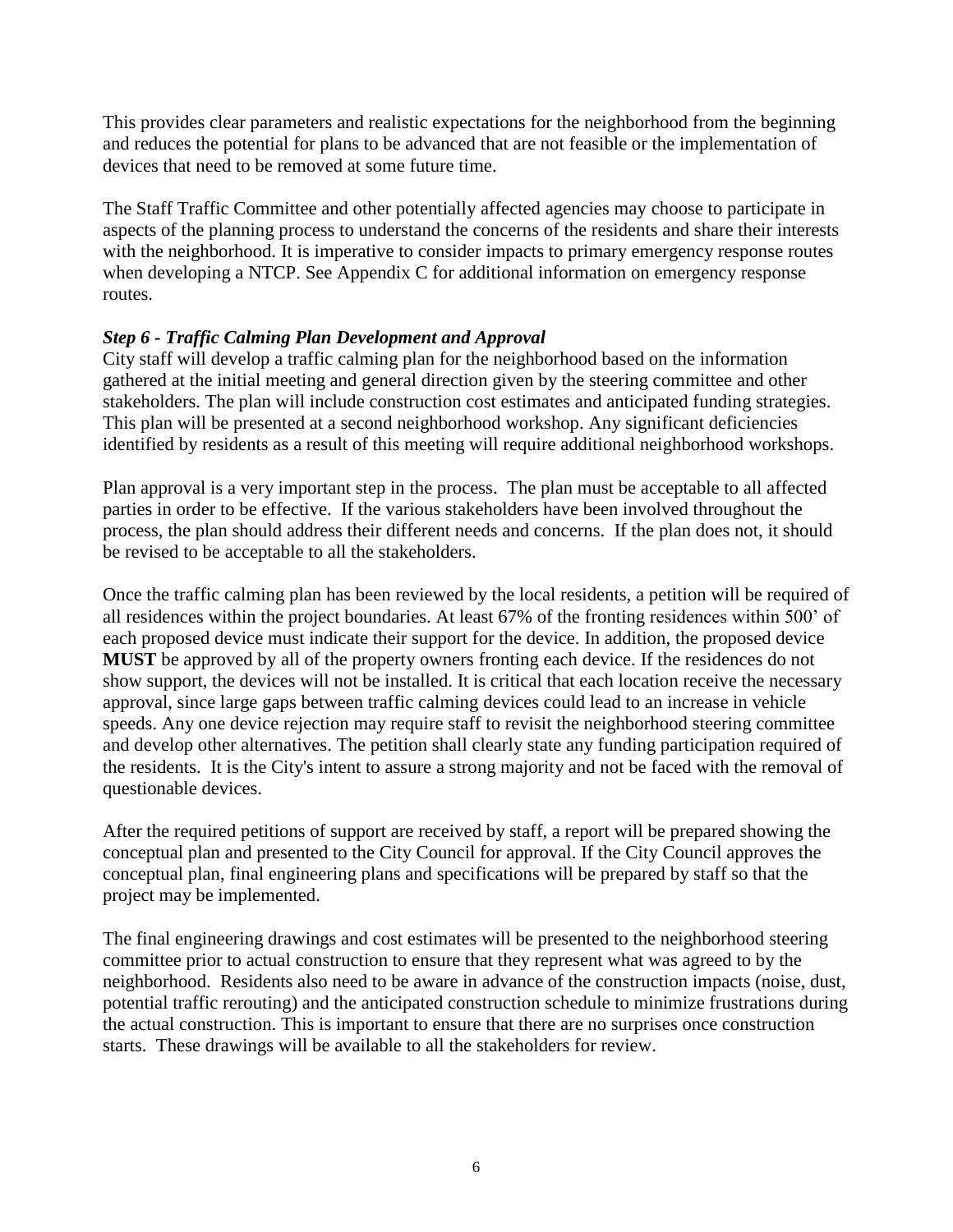This provides clear parameters and realistic expectations for the neighborhood from the beginning and reduces the potential for plans to be advanced that are not feasible or the implementation of devices that need to be removed at some future time.

The Staff Traffic Committee and other potentially affected agencies may choose to participate in aspects of the planning process to understand the concerns of the residents and share their interests with the neighborhood. It is imperative to consider impacts to primary emergency response routes when developing a NTCP. See Appendix C for additional information on emergency response routes.

***Step 6 - Traffic Calming Plan Development and Approval***

City staff will develop a traffic calming plan for the neighborhood based on the information gathered at the initial meeting and general direction given by the steering committee and other stakeholders. The plan will include construction cost estimates and anticipated funding strategies. This plan will be presented at a second neighborhood workshop. Any significant deficiencies identified by residents as a result of this meeting will require additional neighborhood workshops.

Plan approval is a very important step in the process. The plan must be acceptable to all affected parties in order to be effective. If the various stakeholders have been involved throughout the process, the plan should address their different needs and concerns. If the plan does not, it should be revised to be acceptable to all the stakeholders.

Once the traffic calming plan has been reviewed by the local residents, a petition will be required of all residences within the project boundaries. At least 67% of the fronting residences within 500' of each proposed device must indicate their support for the device. In addition, the proposed device **MUST** be approved by all of the property owners fronting each device. If the residences do not show support, the devices will not be installed. It is critical that each location receive the necessary approval, since large gaps between traffic calming devices could lead to an increase in vehicle speeds. Any one device rejection may require staff to revisit the neighborhood steering committee and develop other alternatives. The petition shall clearly state any funding participation required of the residents. It is the City's intent to assure a strong majority and not be faced with the removal of questionable devices.

After the required petitions of support are received by staff, a report will be prepared showing the conceptual plan and presented to the City Council for approval. If the City Council approves the conceptual plan, final engineering plans and specifications will be prepared by staff so that the project may be implemented.

The final engineering drawings and cost estimates will be presented to the neighborhood steering committee prior to actual construction to ensure that they represent what was agreed to by the neighborhood. Residents also need to be aware in advance of the construction impacts (noise, dust, potential traffic rerouting) and the anticipated construction schedule to minimize frustrations during the actual construction. This is important to ensure that there are no surprises once construction starts. These drawings will be available to all the stakeholders for review.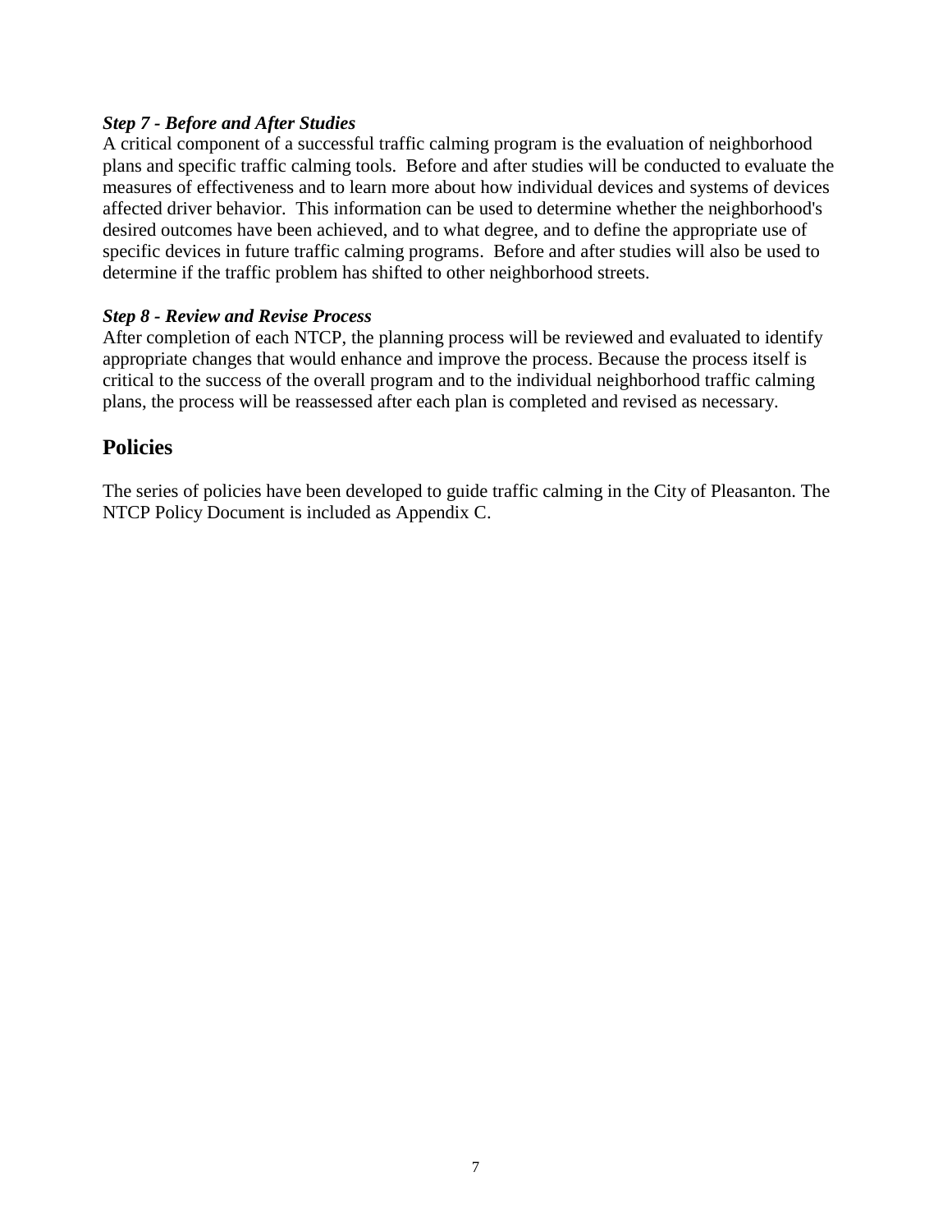***Step 7 - Before and After Studies***

A critical component of a successful traffic calming program is the evaluation of neighborhood plans and specific traffic calming tools. Before and after studies will be conducted to evaluate the measures of effectiveness and to learn more about how individual devices and systems of devices affected driver behavior. This information can be used to determine whether the neighborhood's desired outcomes have been achieved, and to what degree, and to define the appropriate use of specific devices in future traffic calming programs. Before and after studies will also be used to determine if the traffic problem has shifted to other neighborhood streets.

***Step 8 - Review and Revise Process***

After completion of each NTCP, the planning process will be reviewed and evaluated to identify appropriate changes that would enhance and improve the process. Because the process itself is critical to the success of the overall program and to the individual neighborhood traffic calming plans, the process will be reassessed after each plan is completed and revised as necessary.

## Policies

The series of policies have been developed to guide traffic calming in the City of Pleasanton. The NTCP Policy Document is included as Appendix C.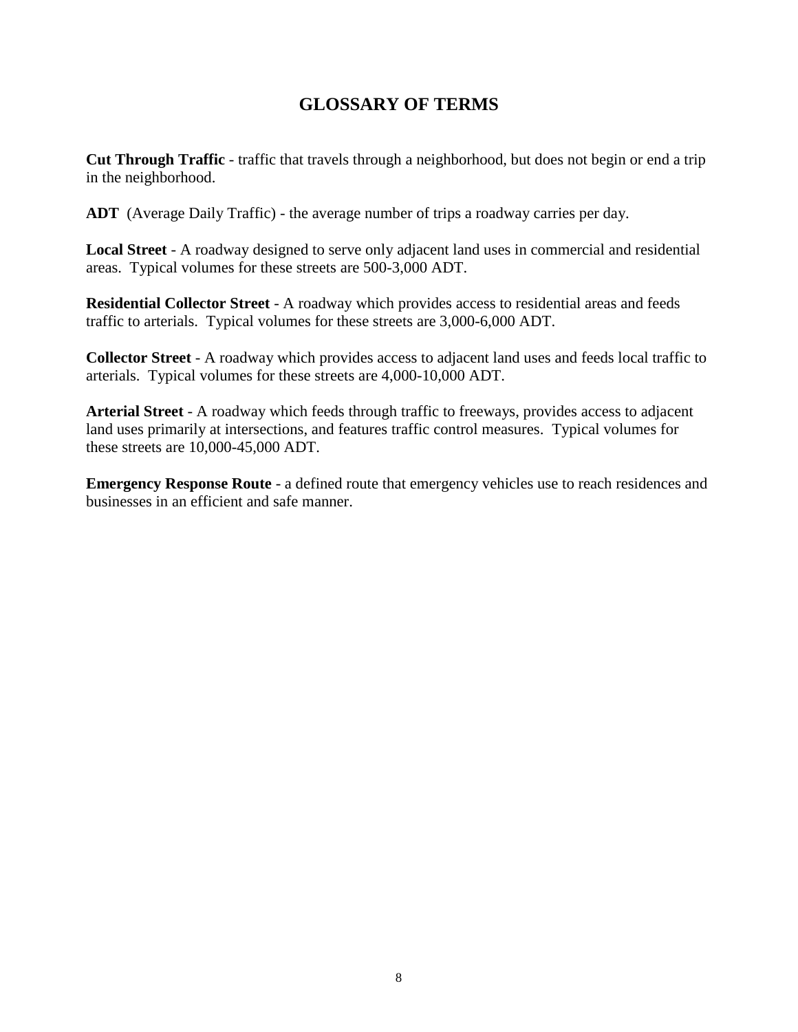# GLOSSARY OF TERMS

**Cut Through Traffic** - traffic that travels through a neighborhood, but does not begin or end a trip in the neighborhood.

**ADT** (Average Daily Traffic) - the average number of trips a roadway carries per day.

**Local Street** - A roadway designed to serve only adjacent land uses in commercial and residential areas. Typical volumes for these streets are 500-3,000 ADT.

**Residential Collector Street** - A roadway which provides access to residential areas and feeds traffic to arterials. Typical volumes for these streets are 3,000-6,000 ADT.

**Collector Street** - A roadway which provides access to adjacent land uses and feeds local traffic to arterials. Typical volumes for these streets are 4,000-10,000 ADT.

**Arterial Street** - A roadway which feeds through traffic to freeways, provides access to adjacent land uses primarily at intersections, and features traffic control measures. Typical volumes for these streets are 10,000-45,000 ADT.

**Emergency Response Route** - a defined route that emergency vehicles use to reach residences and businesses in an efficient and safe manner.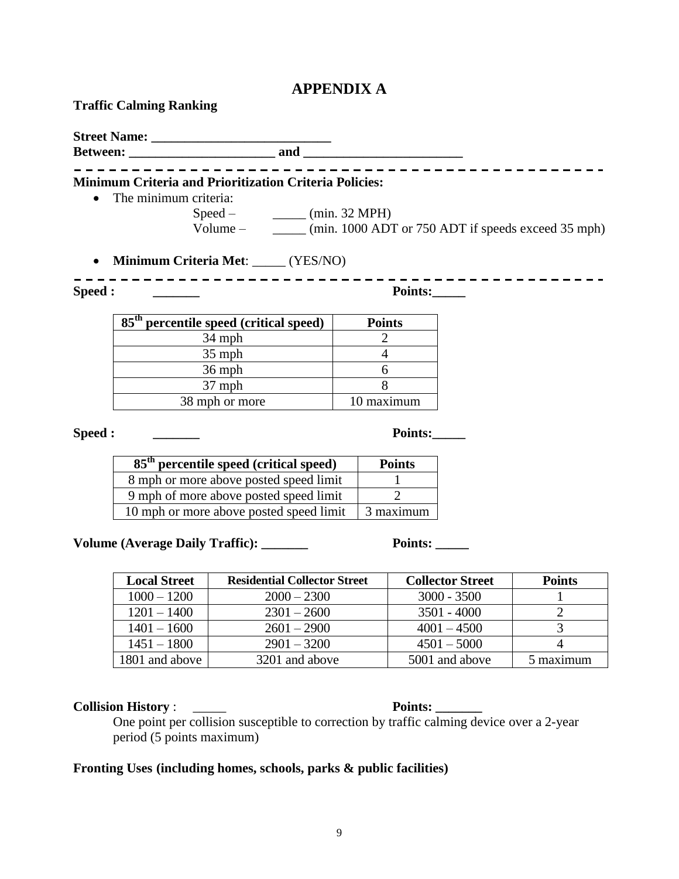# APPENDIX A

**Traffic Calming Ranking**

**Street Name: ___________________________**
**Between: ______________________ and ________________________**

---

**Minimum Criteria and Prioritization Criteria Policies:**

- The minimum criteria:
  Speed – _____ (min. 32 MPH)
  Volume – _____ (min. 1000 ADT or 750 ADT if speeds exceed 35 mph)

- **Minimum Criteria Met**: _____ (YES/NO)

---

**Speed :** _______ **Points:_____**

| 85th percentile speed (critical speed) | Points |
|---|---|
| 34 mph | 2 |
| 35 mph | 4 |
| 36 mph | 6 |
| 37 mph | 8 |
| 38 mph or more | 10 maximum |

**Speed :** _______ **Points:_____**

| 85th percentile speed (critical speed) | Points |
|---|---|
| 8 mph or more above posted speed limit | 1 |
| 9 mph of more above posted speed limit | 2 |
| 10 mph or more above posted speed limit | 3 maximum |

**Volume (Average Daily Traffic): _______** **Points: _____**

| Local Street | Residential Collector Street | Collector Street | Points |
|---|---|---|---|
| 1000 – 1200 | 2000 – 2300 | 3000 - 3500 | 1 |
| 1201 – 1400 | 2301 – 2600 | 3501 - 4000 | 2 |
| 1401 – 1600 | 2601 – 2900 | 4001 – 4500 | 3 |
| 1451 – 1800 | 2901 – 3200 | 4501 – 5000 | 4 |
| 1801 and above | 3201 and above | 5001 and above | 5 maximum |

**Collision History** : _____ **Points: _______**

One point per collision susceptible to correction by traffic calming device over a 2-year period (5 points maximum)

**Fronting Uses (including homes, schools, parks & public facilities)**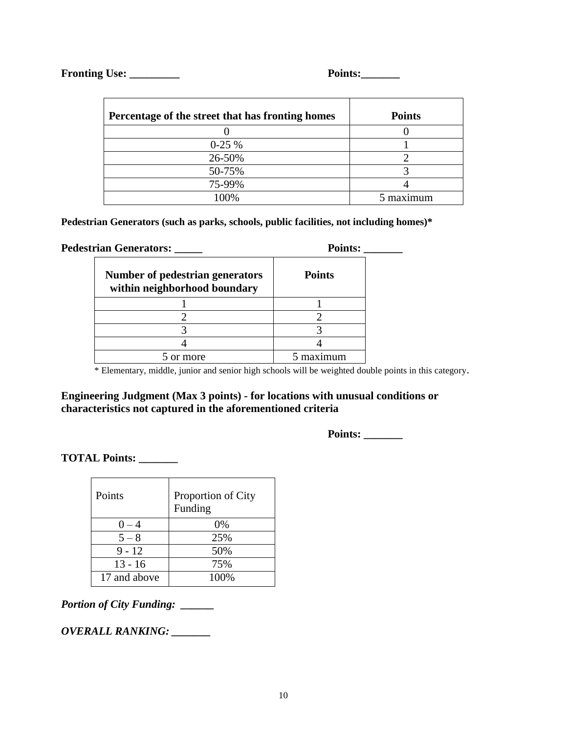**Fronting Use: _________ Points:_______**

| Percentage of the street that has fronting homes | Points |
|---|---|
| 0 | 0 |
| 0-25 % | 1 |
| 26-50% | 2 |
| 50-75% | 3 |
| 75-99% | 4 |
| 100% | 5 maximum |

**Pedestrian Generators (such as parks, schools, public facilities, not including homes)***

**Pedestrian Generators: _____ Points: _______**

| Number of pedestrian generators within neighborhood boundary | Points |
|---|---|
| 1 | 1 |
| 2 | 2 |
| 3 | 3 |
| 4 | 4 |
| 5 or more | 5 maximum |

* Elementary, middle, junior and senior high schools will be weighted double points in this category.

**Engineering Judgment (Max 3 points) - for locations with unusual conditions or characteristics not captured in the aforementioned criteria**

**Points: _______**

**TOTAL Points: _______**

| Points | Proportion of City Funding |
|---|---|
| 0 – 4 | 0% |
| 5 – 8 | 25% |
| 9 - 12 | 50% |
| 13 - 16 | 75% |
| 17 and above | 100% |

***Portion of City Funding: ______***

***OVERALL RANKING: _______***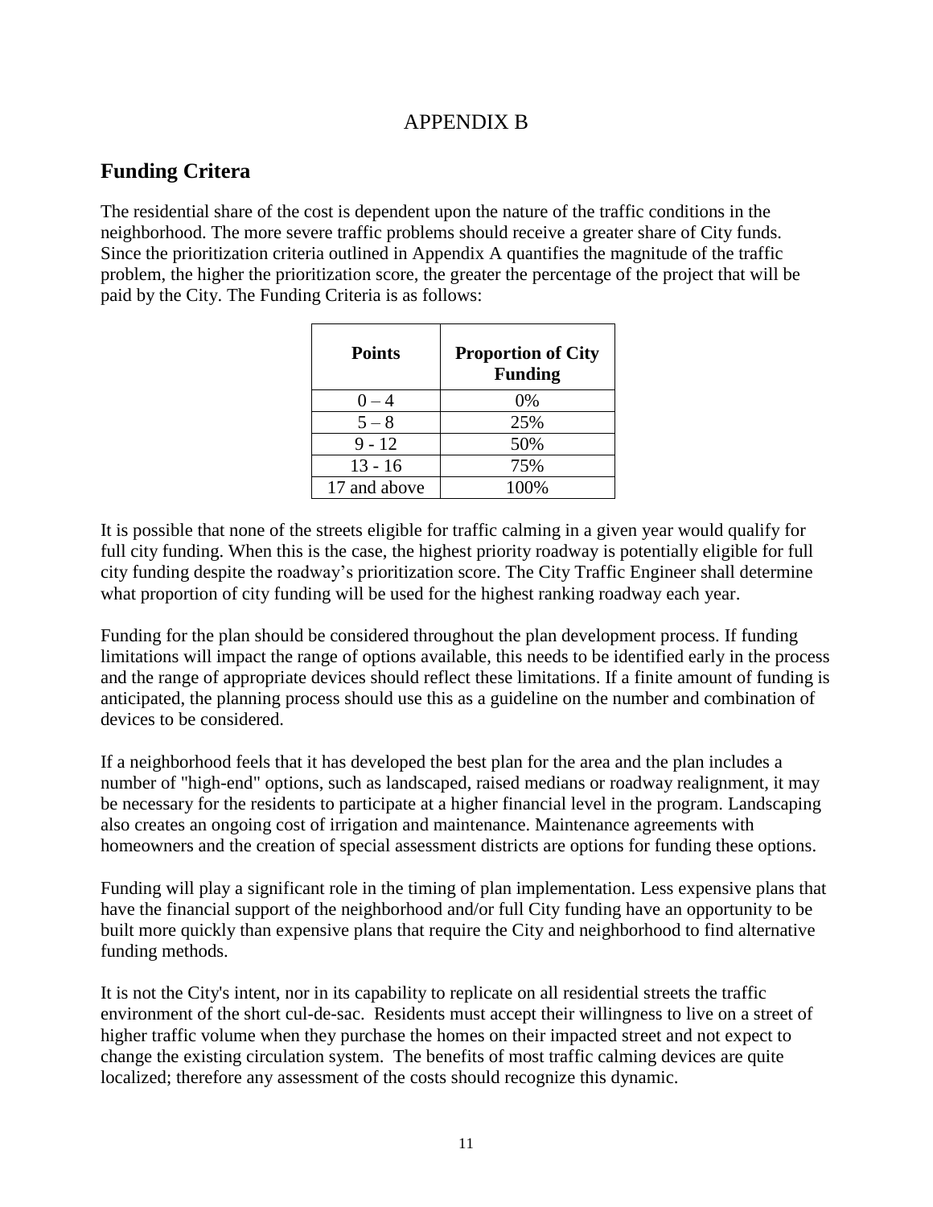# APPENDIX B

## Funding Critera

The residential share of the cost is dependent upon the nature of the traffic conditions in the neighborhood. The more severe traffic problems should receive a greater share of City funds. Since the prioritization criteria outlined in Appendix A quantifies the magnitude of the traffic problem, the higher the prioritization score, the greater the percentage of the project that will be paid by the City. The Funding Criteria is as follows:

| Points | Proportion of City Funding |
|---|---|
| 0 – 4 | 0% |
| 5 – 8 | 25% |
| 9 - 12 | 50% |
| 13 - 16 | 75% |
| 17 and above | 100% |

It is possible that none of the streets eligible for traffic calming in a given year would qualify for full city funding. When this is the case, the highest priority roadway is potentially eligible for full city funding despite the roadway's prioritization score. The City Traffic Engineer shall determine what proportion of city funding will be used for the highest ranking roadway each year.

Funding for the plan should be considered throughout the plan development process. If funding limitations will impact the range of options available, this needs to be identified early in the process and the range of appropriate devices should reflect these limitations. If a finite amount of funding is anticipated, the planning process should use this as a guideline on the number and combination of devices to be considered.

If a neighborhood feels that it has developed the best plan for the area and the plan includes a number of "high-end" options, such as landscaped, raised medians or roadway realignment, it may be necessary for the residents to participate at a higher financial level in the program. Landscaping also creates an ongoing cost of irrigation and maintenance. Maintenance agreements with homeowners and the creation of special assessment districts are options for funding these options.

Funding will play a significant role in the timing of plan implementation. Less expensive plans that have the financial support of the neighborhood and/or full City funding have an opportunity to be built more quickly than expensive plans that require the City and neighborhood to find alternative funding methods.

It is not the City's intent, nor in its capability to replicate on all residential streets the traffic environment of the short cul-de-sac. Residents must accept their willingness to live on a street of higher traffic volume when they purchase the homes on their impacted street and not expect to change the existing circulation system. The benefits of most traffic calming devices are quite localized; therefore any assessment of the costs should recognize this dynamic.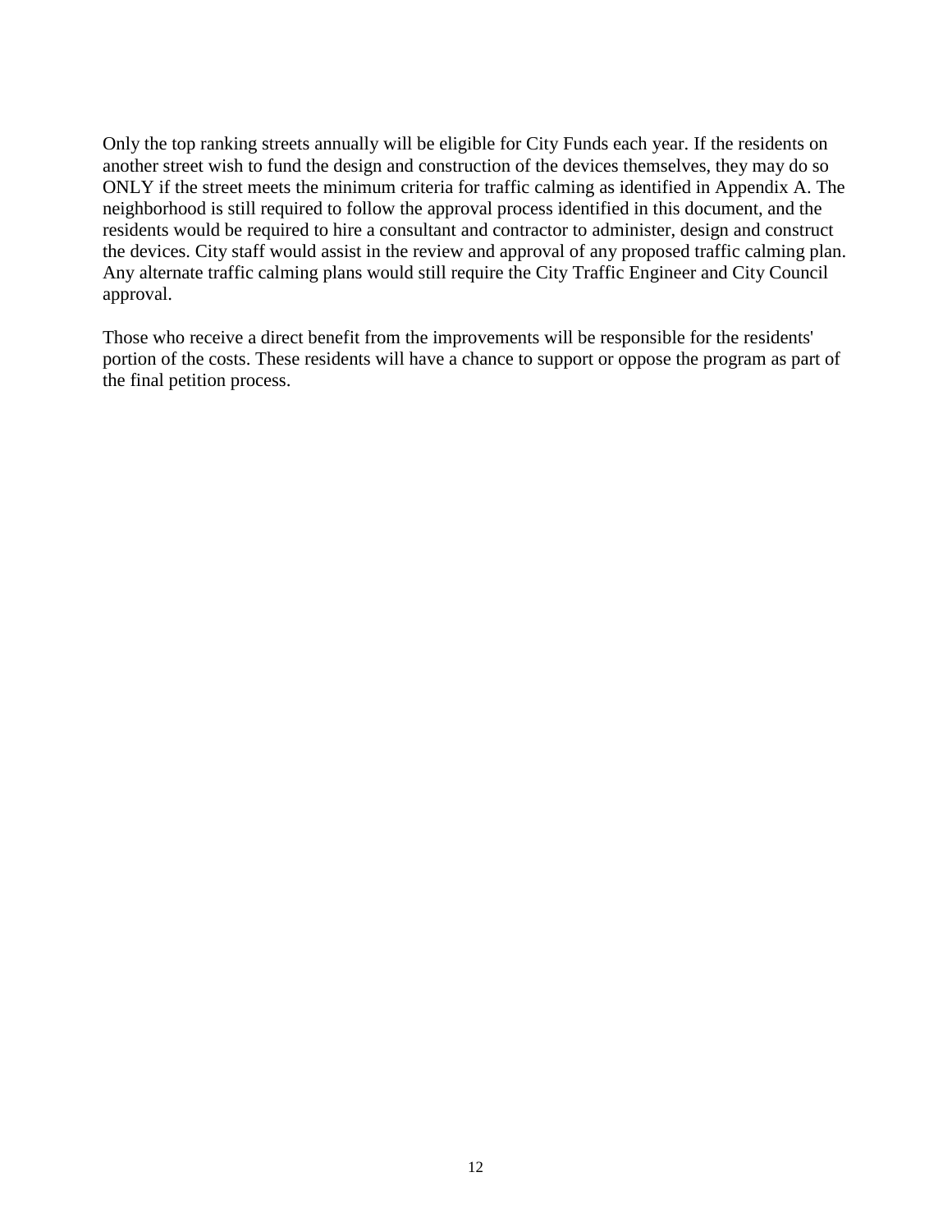Only the top ranking streets annually will be eligible for City Funds each year. If the residents on another street wish to fund the design and construction of the devices themselves, they may do so ONLY if the street meets the minimum criteria for traffic calming as identified in Appendix A. The neighborhood is still required to follow the approval process identified in this document, and the residents would be required to hire a consultant and contractor to administer, design and construct the devices. City staff would assist in the review and approval of any proposed traffic calming plan. Any alternate traffic calming plans would still require the City Traffic Engineer and City Council approval.

Those who receive a direct benefit from the improvements will be responsible for the residents' portion of the costs. These residents will have a chance to support or oppose the program as part of the final petition process.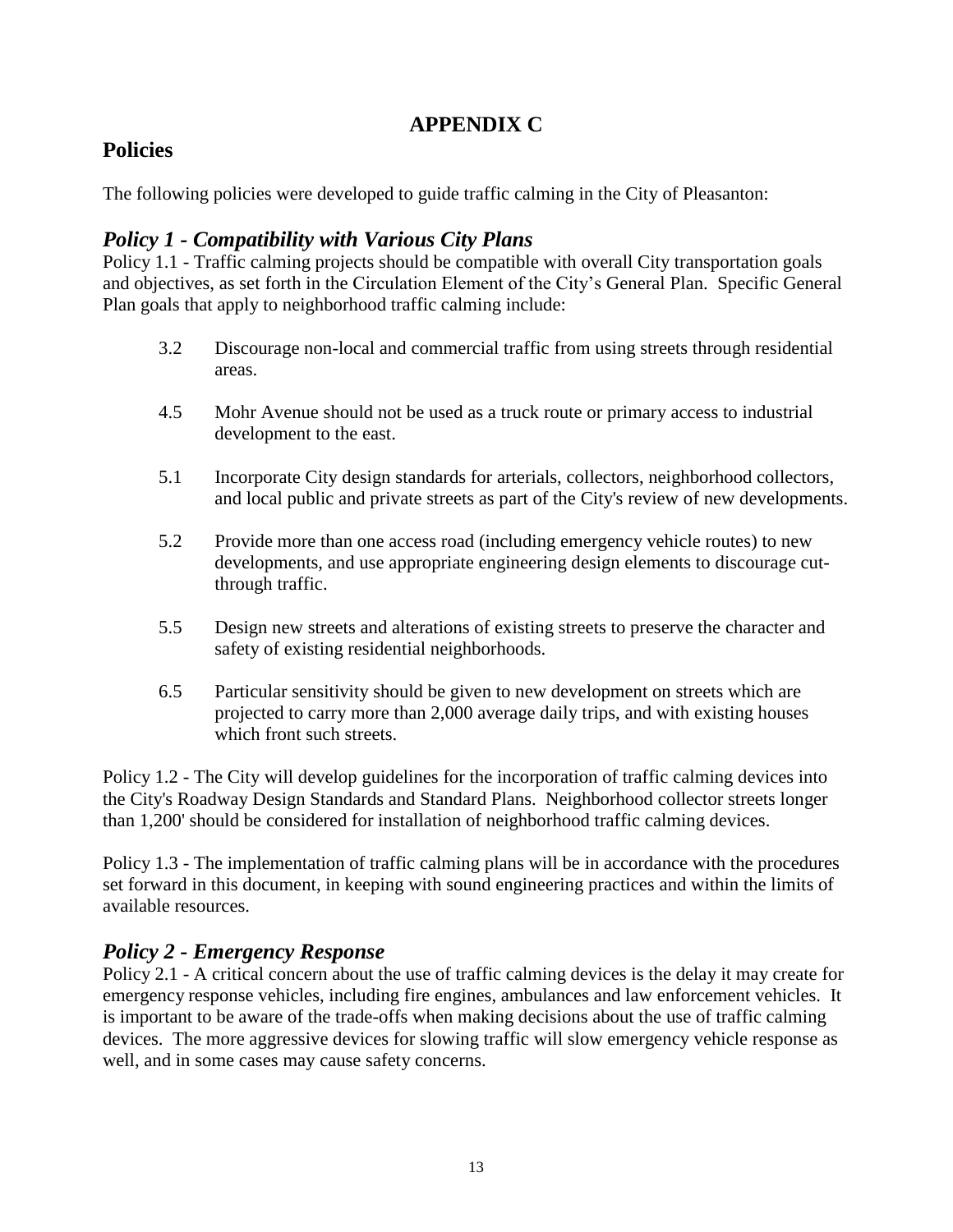# APPENDIX C

## Policies

The following policies were developed to guide traffic calming in the City of Pleasanton:

### *Policy 1 - Compatibility with Various City Plans*

Policy 1.1 - Traffic calming projects should be compatible with overall City transportation goals and objectives, as set forth in the Circulation Element of the City's General Plan. Specific General Plan goals that apply to neighborhood traffic calming include:

- 3.2 Discourage non-local and commercial traffic from using streets through residential areas.
- 4.5 Mohr Avenue should not be used as a truck route or primary access to industrial development to the east.
- 5.1 Incorporate City design standards for arterials, collectors, neighborhood collectors, and local public and private streets as part of the City's review of new developments.
- 5.2 Provide more than one access road (including emergency vehicle routes) to new developments, and use appropriate engineering design elements to discourage cut-through traffic.
- 5.5 Design new streets and alterations of existing streets to preserve the character and safety of existing residential neighborhoods.
- 6.5 Particular sensitivity should be given to new development on streets which are projected to carry more than 2,000 average daily trips, and with existing houses which front such streets.

Policy 1.2 - The City will develop guidelines for the incorporation of traffic calming devices into the City's Roadway Design Standards and Standard Plans. Neighborhood collector streets longer than 1,200' should be considered for installation of neighborhood traffic calming devices.

Policy 1.3 - The implementation of traffic calming plans will be in accordance with the procedures set forward in this document, in keeping with sound engineering practices and within the limits of available resources.

### *Policy 2 - Emergency Response*

Policy 2.1 - A critical concern about the use of traffic calming devices is the delay it may create for emergency response vehicles, including fire engines, ambulances and law enforcement vehicles. It is important to be aware of the trade-offs when making decisions about the use of traffic calming devices. The more aggressive devices for slowing traffic will slow emergency vehicle response as well, and in some cases may cause safety concerns.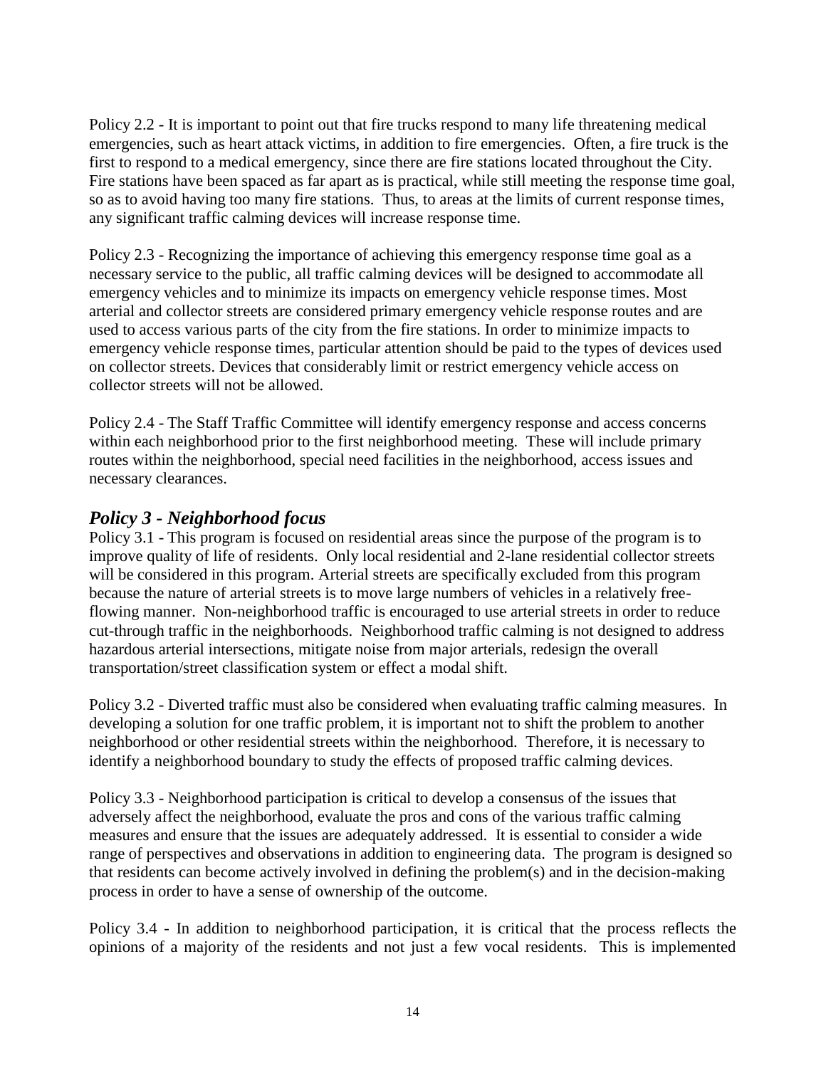Policy 2.2 - It is important to point out that fire trucks respond to many life threatening medical emergencies, such as heart attack victims, in addition to fire emergencies. Often, a fire truck is the first to respond to a medical emergency, since there are fire stations located throughout the City. Fire stations have been spaced as far apart as is practical, while still meeting the response time goal, so as to avoid having too many fire stations. Thus, to areas at the limits of current response times, any significant traffic calming devices will increase response time.

Policy 2.3 - Recognizing the importance of achieving this emergency response time goal as a necessary service to the public, all traffic calming devices will be designed to accommodate all emergency vehicles and to minimize its impacts on emergency vehicle response times. Most arterial and collector streets are considered primary emergency vehicle response routes and are used to access various parts of the city from the fire stations. In order to minimize impacts to emergency vehicle response times, particular attention should be paid to the types of devices used on collector streets. Devices that considerably limit or restrict emergency vehicle access on collector streets will not be allowed.

Policy 2.4 - The Staff Traffic Committee will identify emergency response and access concerns within each neighborhood prior to the first neighborhood meeting. These will include primary routes within the neighborhood, special need facilities in the neighborhood, access issues and necessary clearances.

## *Policy 3 - Neighborhood focus*

Policy 3.1 - This program is focused on residential areas since the purpose of the program is to improve quality of life of residents. Only local residential and 2-lane residential collector streets will be considered in this program. Arterial streets are specifically excluded from this program because the nature of arterial streets is to move large numbers of vehicles in a relatively free-flowing manner. Non-neighborhood traffic is encouraged to use arterial streets in order to reduce cut-through traffic in the neighborhoods. Neighborhood traffic calming is not designed to address hazardous arterial intersections, mitigate noise from major arterials, redesign the overall transportation/street classification system or effect a modal shift.

Policy 3.2 - Diverted traffic must also be considered when evaluating traffic calming measures. In developing a solution for one traffic problem, it is important not to shift the problem to another neighborhood or other residential streets within the neighborhood. Therefore, it is necessary to identify a neighborhood boundary to study the effects of proposed traffic calming devices.

Policy 3.3 - Neighborhood participation is critical to develop a consensus of the issues that adversely affect the neighborhood, evaluate the pros and cons of the various traffic calming measures and ensure that the issues are adequately addressed. It is essential to consider a wide range of perspectives and observations in addition to engineering data. The program is designed so that residents can become actively involved in defining the problem(s) and in the decision-making process in order to have a sense of ownership of the outcome.

Policy 3.4 - In addition to neighborhood participation, it is critical that the process reflects the opinions of a majority of the residents and not just a few vocal residents. This is implemented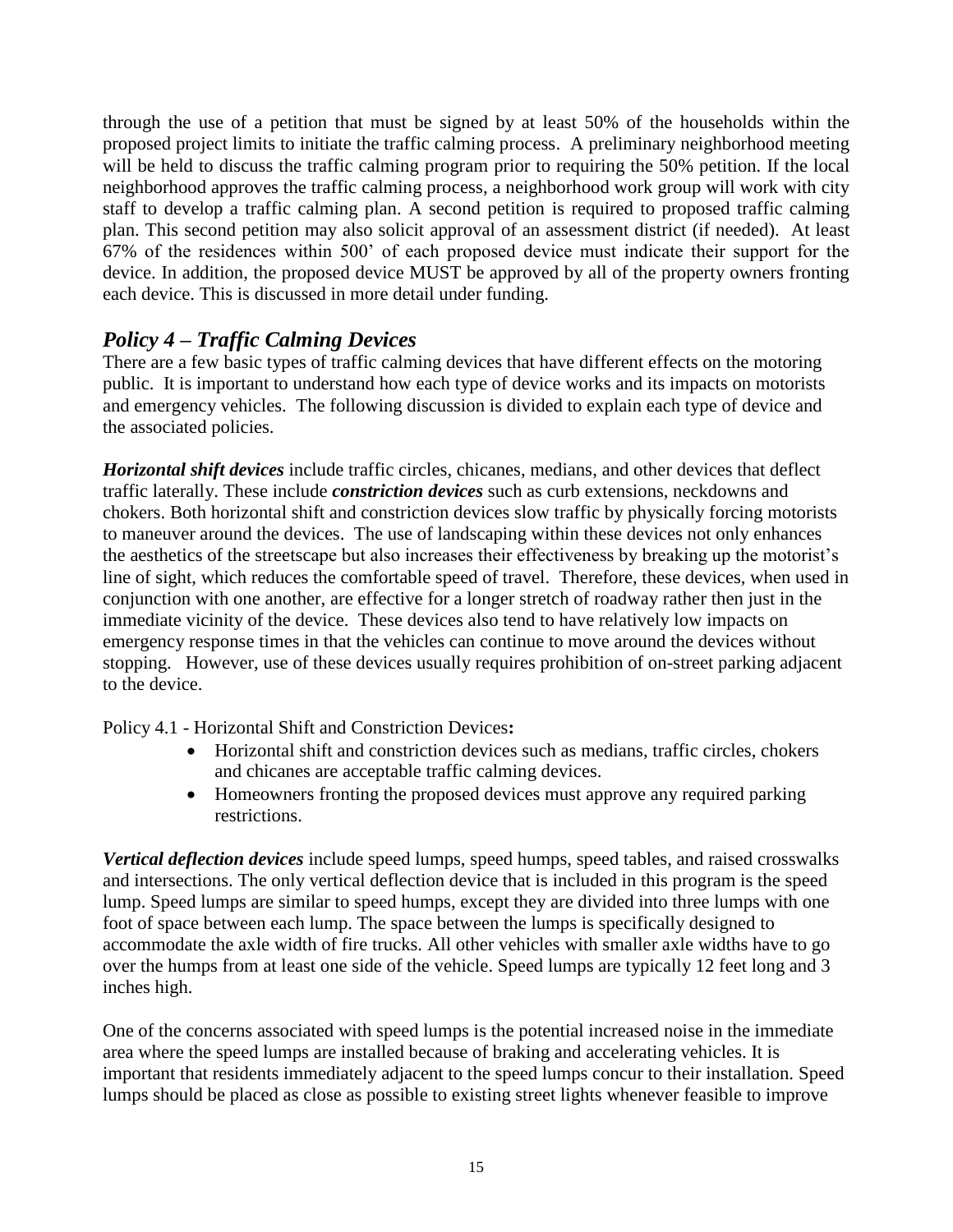through the use of a petition that must be signed by at least 50% of the households within the proposed project limits to initiate the traffic calming process. A preliminary neighborhood meeting will be held to discuss the traffic calming program prior to requiring the 50% petition. If the local neighborhood approves the traffic calming process, a neighborhood work group will work with city staff to develop a traffic calming plan. A second petition is required to proposed traffic calming plan. This second petition may also solicit approval of an assessment district (if needed). At least 67% of the residences within 500' of each proposed device must indicate their support for the device. In addition, the proposed device MUST be approved by all of the property owners fronting each device. This is discussed in more detail under funding.

## *Policy 4 – Traffic Calming Devices*

There are a few basic types of traffic calming devices that have different effects on the motoring public. It is important to understand how each type of device works and its impacts on motorists and emergency vehicles. The following discussion is divided to explain each type of device and the associated policies.

***Horizontal shift devices*** include traffic circles, chicanes, medians, and other devices that deflect traffic laterally. These include ***constriction devices*** such as curb extensions, neckdowns and chokers. Both horizontal shift and constriction devices slow traffic by physically forcing motorists to maneuver around the devices. The use of landscaping within these devices not only enhances the aesthetics of the streetscape but also increases their effectiveness by breaking up the motorist's line of sight, which reduces the comfortable speed of travel. Therefore, these devices, when used in conjunction with one another, are effective for a longer stretch of roadway rather then just in the immediate vicinity of the device. These devices also tend to have relatively low impacts on emergency response times in that the vehicles can continue to move around the devices without stopping. However, use of these devices usually requires prohibition of on-street parking adjacent to the device.

Policy 4.1 - Horizontal Shift and Constriction Devices**:**

- Horizontal shift and constriction devices such as medians, traffic circles, chokers and chicanes are acceptable traffic calming devices.
- Homeowners fronting the proposed devices must approve any required parking restrictions.

***Vertical deflection devices*** include speed lumps, speed humps, speed tables, and raised crosswalks and intersections. The only vertical deflection device that is included in this program is the speed lump. Speed lumps are similar to speed humps, except they are divided into three lumps with one foot of space between each lump. The space between the lumps is specifically designed to accommodate the axle width of fire trucks. All other vehicles with smaller axle widths have to go over the humps from at least one side of the vehicle. Speed lumps are typically 12 feet long and 3 inches high.

One of the concerns associated with speed lumps is the potential increased noise in the immediate area where the speed lumps are installed because of braking and accelerating vehicles. It is important that residents immediately adjacent to the speed lumps concur to their installation. Speed lumps should be placed as close as possible to existing street lights whenever feasible to improve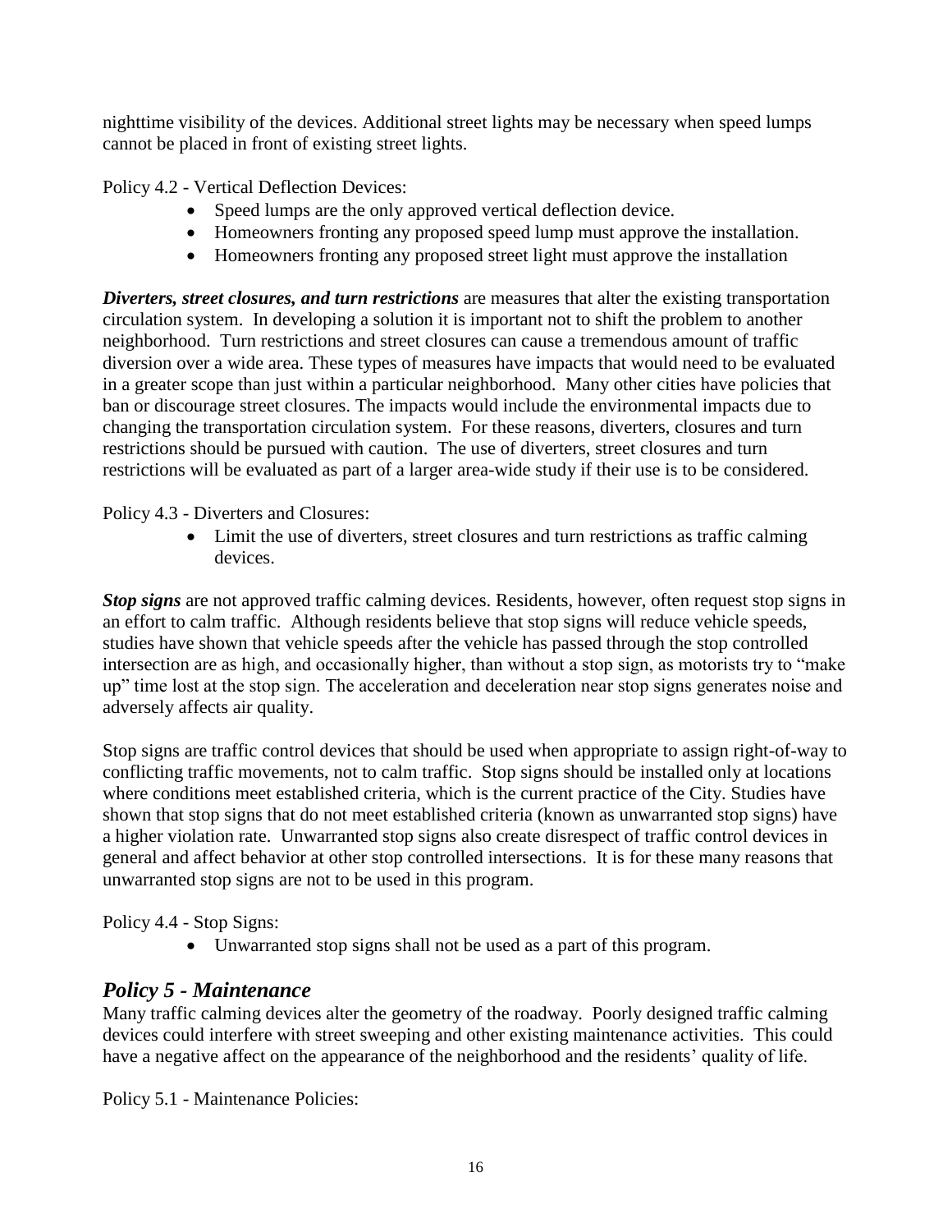nighttime visibility of the devices. Additional street lights may be necessary when speed lumps cannot be placed in front of existing street lights.

Policy 4.2 - Vertical Deflection Devices:

- Speed lumps are the only approved vertical deflection device.
- Homeowners fronting any proposed speed lump must approve the installation.
- Homeowners fronting any proposed street light must approve the installation

***Diverters, street closures, and turn restrictions*** are measures that alter the existing transportation circulation system. In developing a solution it is important not to shift the problem to another neighborhood. Turn restrictions and street closures can cause a tremendous amount of traffic diversion over a wide area. These types of measures have impacts that would need to be evaluated in a greater scope than just within a particular neighborhood. Many other cities have policies that ban or discourage street closures. The impacts would include the environmental impacts due to changing the transportation circulation system. For these reasons, diverters, closures and turn restrictions should be pursued with caution. The use of diverters, street closures and turn restrictions will be evaluated as part of a larger area-wide study if their use is to be considered.

Policy 4.3 - Diverters and Closures:

- Limit the use of diverters, street closures and turn restrictions as traffic calming devices.

***Stop signs*** are not approved traffic calming devices. Residents, however, often request stop signs in an effort to calm traffic. Although residents believe that stop signs will reduce vehicle speeds, studies have shown that vehicle speeds after the vehicle has passed through the stop controlled intersection are as high, and occasionally higher, than without a stop sign, as motorists try to "make up" time lost at the stop sign. The acceleration and deceleration near stop signs generates noise and adversely affects air quality.

Stop signs are traffic control devices that should be used when appropriate to assign right-of-way to conflicting traffic movements, not to calm traffic. Stop signs should be installed only at locations where conditions meet established criteria, which is the current practice of the City. Studies have shown that stop signs that do not meet established criteria (known as unwarranted stop signs) have a higher violation rate. Unwarranted stop signs also create disrespect of traffic control devices in general and affect behavior at other stop controlled intersections. It is for these many reasons that unwarranted stop signs are not to be used in this program.

Policy 4.4 - Stop Signs:

- Unwarranted stop signs shall not be used as a part of this program.

## *Policy 5 - Maintenance*

Many traffic calming devices alter the geometry of the roadway. Poorly designed traffic calming devices could interfere with street sweeping and other existing maintenance activities. This could have a negative affect on the appearance of the neighborhood and the residents' quality of life.

Policy 5.1 - Maintenance Policies: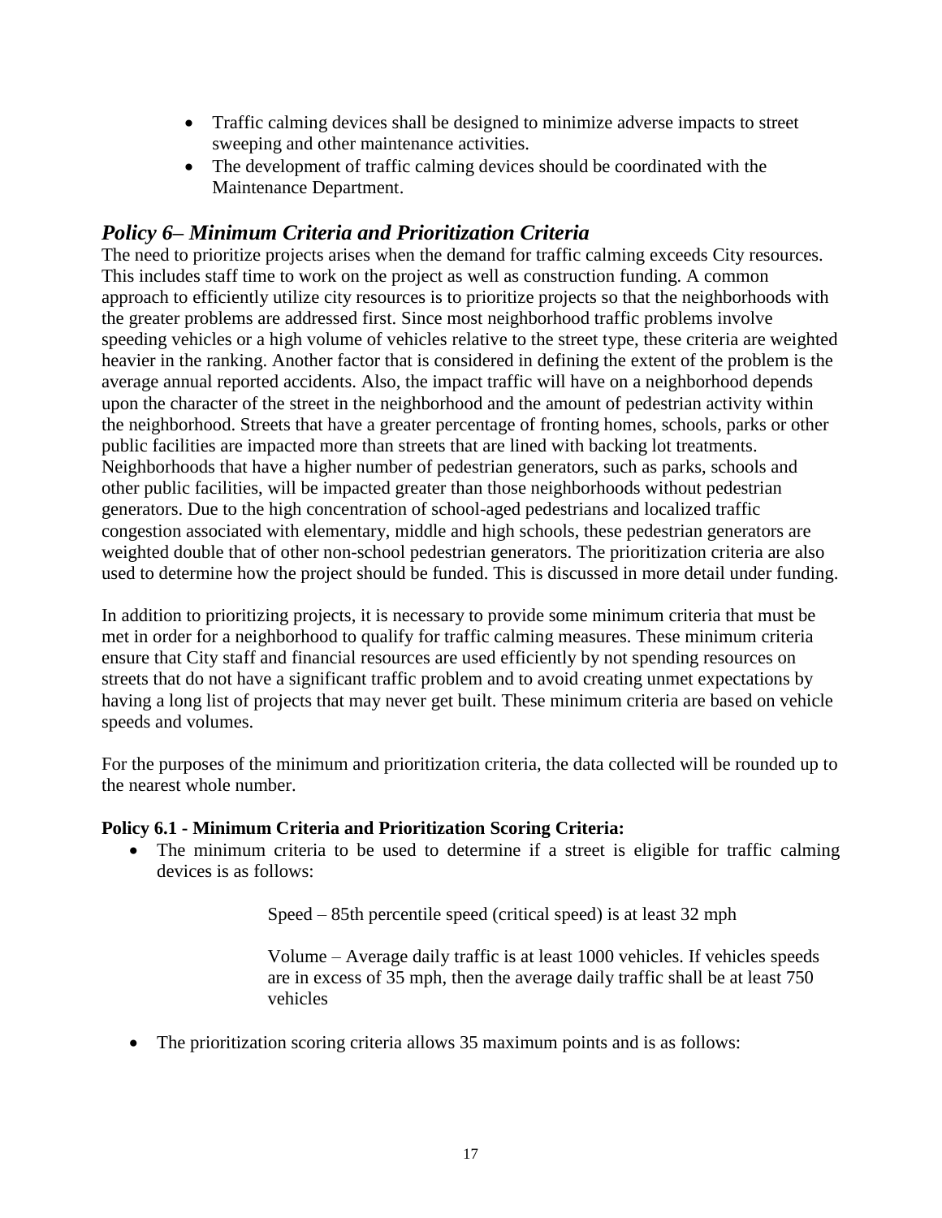- Traffic calming devices shall be designed to minimize adverse impacts to street sweeping and other maintenance activities.
- The development of traffic calming devices should be coordinated with the Maintenance Department.

## *Policy 6– Minimum Criteria and Prioritization Criteria*

The need to prioritize projects arises when the demand for traffic calming exceeds City resources. This includes staff time to work on the project as well as construction funding. A common approach to efficiently utilize city resources is to prioritize projects so that the neighborhoods with the greater problems are addressed first. Since most neighborhood traffic problems involve speeding vehicles or a high volume of vehicles relative to the street type, these criteria are weighted heavier in the ranking. Another factor that is considered in defining the extent of the problem is the average annual reported accidents. Also, the impact traffic will have on a neighborhood depends upon the character of the street in the neighborhood and the amount of pedestrian activity within the neighborhood. Streets that have a greater percentage of fronting homes, schools, parks or other public facilities are impacted more than streets that are lined with backing lot treatments. Neighborhoods that have a higher number of pedestrian generators, such as parks, schools and other public facilities, will be impacted greater than those neighborhoods without pedestrian generators. Due to the high concentration of school-aged pedestrians and localized traffic congestion associated with elementary, middle and high schools, these pedestrian generators are weighted double that of other non-school pedestrian generators. The prioritization criteria are also used to determine how the project should be funded. This is discussed in more detail under funding.

In addition to prioritizing projects, it is necessary to provide some minimum criteria that must be met in order for a neighborhood to qualify for traffic calming measures. These minimum criteria ensure that City staff and financial resources are used efficiently by not spending resources on streets that do not have a significant traffic problem and to avoid creating unmet expectations by having a long list of projects that may never get built. These minimum criteria are based on vehicle speeds and volumes.

For the purposes of the minimum and prioritization criteria, the data collected will be rounded up to the nearest whole number.

**Policy 6.1 - Minimum Criteria and Prioritization Scoring Criteria:**

- The minimum criteria to be used to determine if a street is eligible for traffic calming devices is as follows:

  Speed – 85th percentile speed (critical speed) is at least 32 mph

  Volume – Average daily traffic is at least 1000 vehicles. If vehicles speeds are in excess of 35 mph, then the average daily traffic shall be at least 750 vehicles

- The prioritization scoring criteria allows 35 maximum points and is as follows: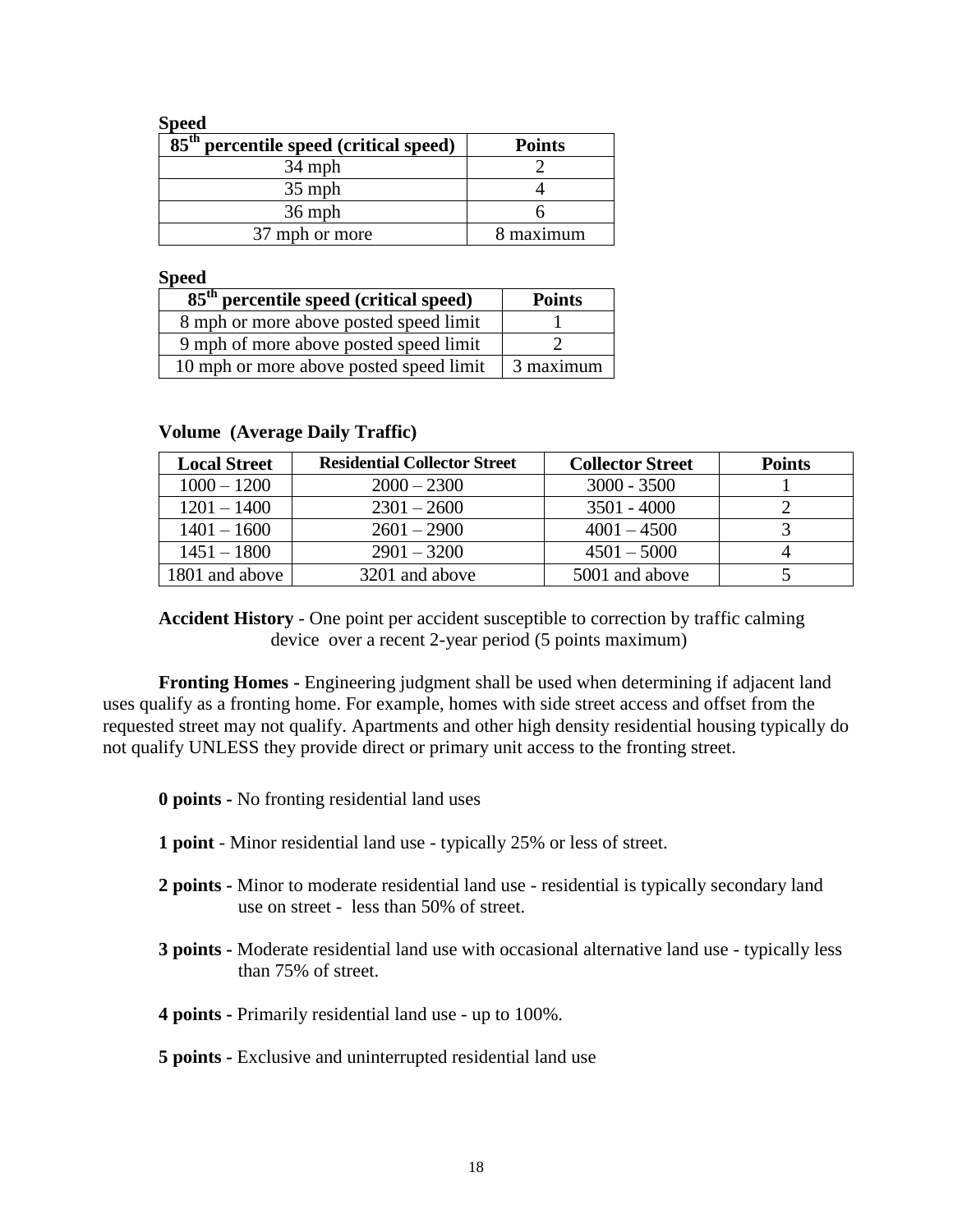**Speed**

| $85^{th}$ percentile speed (critical speed) | Points |
|---|---|
| 34 mph | 2 |
| 35 mph | 4 |
| 36 mph | 6 |
| 37 mph or more | 8 maximum |

**Speed**

| $85^{th}$ percentile speed (critical speed) | Points |
|---|---|
| 8 mph or more above posted speed limit | 1 |
| 9 mph of more above posted speed limit | 2 |
| 10 mph or more above posted speed limit | 3 maximum |

**Volume (Average Daily Traffic)**

| Local Street | Residential Collector Street | Collector Street | Points |
|---|---|---|---|
| 1000 – 1200 | 2000 – 2300 | 3000 - 3500 | 1 |
| 1201 – 1400 | 2301 – 2600 | 3501 - 4000 | 2 |
| 1401 – 1600 | 2601 – 2900 | 4001 – 4500 | 3 |
| 1451 – 1800 | 2901 – 3200 | 4501 – 5000 | 4 |
| 1801 and above | 3201 and above | 5001 and above | 5 |

**Accident History** - One point per accident susceptible to correction by traffic calming device over a recent 2-year period (5 points maximum)

**Fronting Homes -** Engineering judgment shall be used when determining if adjacent land uses qualify as a fronting home. For example, homes with side street access and offset from the requested street may not qualify. Apartments and other high density residential housing typically do not qualify UNLESS they provide direct or primary unit access to the fronting street.

**0 points -** No fronting residential land uses

**1 point** - Minor residential land use - typically 25% or less of street.

**2 points -** Minor to moderate residential land use - residential is typically secondary land use on street - less than 50% of street.

**3 points -** Moderate residential land use with occasional alternative land use - typically less than 75% of street.

**4 points -** Primarily residential land use - up to 100%.

**5 points -** Exclusive and uninterrupted residential land use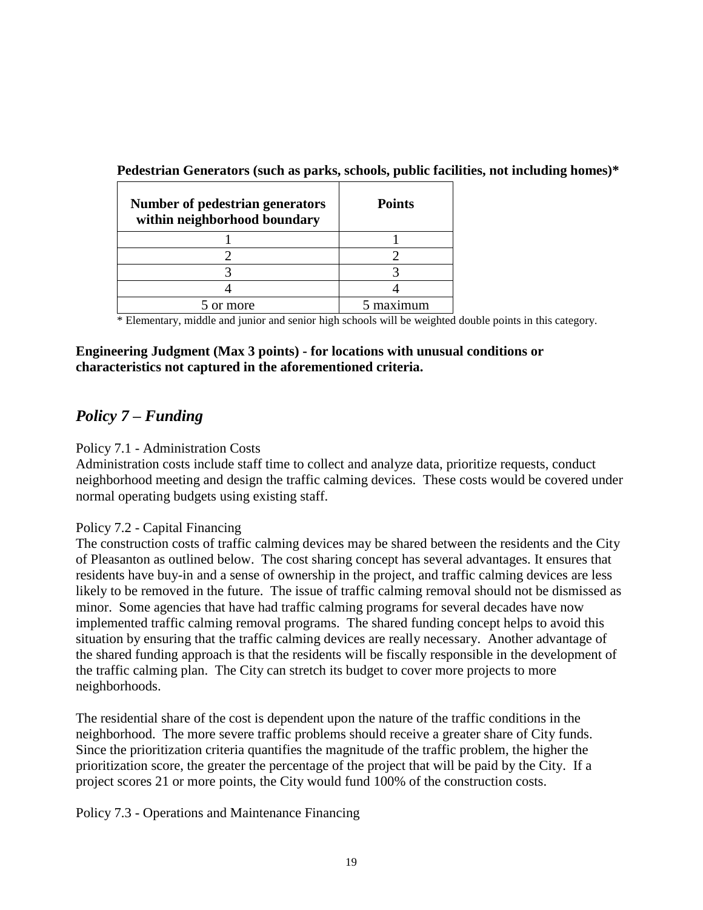**Pedestrian Generators (such as parks, schools, public facilities, not including homes)***

| Number of pedestrian generators within neighborhood boundary | Points |
|---|---|
| 1 | 1 |
| 2 | 2 |
| 3 | 3 |
| 4 | 4 |
| 5 or more | 5 maximum |

* Elementary, middle and junior and senior high schools will be weighted double points in this category.

**Engineering Judgment (Max 3 points) - for locations with unusual conditions or characteristics not captured in the aforementioned criteria.**

## *Policy 7 – Funding*

Policy 7.1 - Administration Costs

Administration costs include staff time to collect and analyze data, prioritize requests, conduct neighborhood meeting and design the traffic calming devices. These costs would be covered under normal operating budgets using existing staff.

Policy 7.2 - Capital Financing

The construction costs of traffic calming devices may be shared between the residents and the City of Pleasanton as outlined below. The cost sharing concept has several advantages. It ensures that residents have buy-in and a sense of ownership in the project, and traffic calming devices are less likely to be removed in the future. The issue of traffic calming removal should not be dismissed as minor. Some agencies that have had traffic calming programs for several decades have now implemented traffic calming removal programs. The shared funding concept helps to avoid this situation by ensuring that the traffic calming devices are really necessary. Another advantage of the shared funding approach is that the residents will be fiscally responsible in the development of the traffic calming plan. The City can stretch its budget to cover more projects to more neighborhoods.

The residential share of the cost is dependent upon the nature of the traffic conditions in the neighborhood. The more severe traffic problems should receive a greater share of City funds. Since the prioritization criteria quantifies the magnitude of the traffic problem, the higher the prioritization score, the greater the percentage of the project that will be paid by the City. If a project scores 21 or more points, the City would fund 100% of the construction costs.

Policy 7.3 - Operations and Maintenance Financing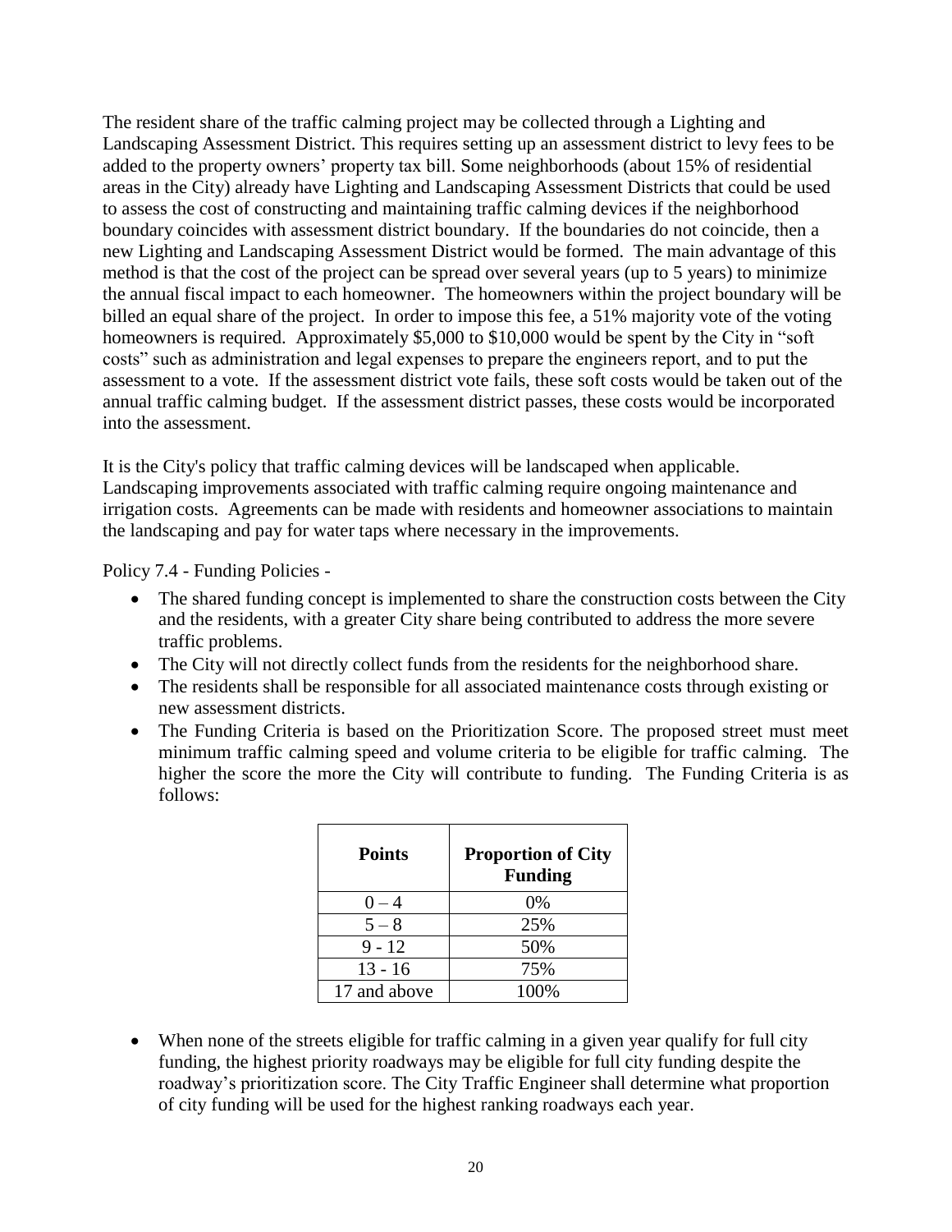The resident share of the traffic calming project may be collected through a Lighting and Landscaping Assessment District. This requires setting up an assessment district to levy fees to be added to the property owners' property tax bill. Some neighborhoods (about 15% of residential areas in the City) already have Lighting and Landscaping Assessment Districts that could be used to assess the cost of constructing and maintaining traffic calming devices if the neighborhood boundary coincides with assessment district boundary. If the boundaries do not coincide, then a new Lighting and Landscaping Assessment District would be formed. The main advantage of this method is that the cost of the project can be spread over several years (up to 5 years) to minimize the annual fiscal impact to each homeowner. The homeowners within the project boundary will be billed an equal share of the project. In order to impose this fee, a 51% majority vote of the voting homeowners is required. Approximately $5,000 to $10,000 would be spent by the City in "soft costs" such as administration and legal expenses to prepare the engineers report, and to put the assessment to a vote. If the assessment district vote fails, these soft costs would be taken out of the annual traffic calming budget. If the assessment district passes, these costs would be incorporated into the assessment.

It is the City's policy that traffic calming devices will be landscaped when applicable. Landscaping improvements associated with traffic calming require ongoing maintenance and irrigation costs. Agreements can be made with residents and homeowner associations to maintain the landscaping and pay for water taps where necessary in the improvements.

Policy 7.4 - Funding Policies -

- The shared funding concept is implemented to share the construction costs between the City and the residents, with a greater City share being contributed to address the more severe traffic problems.
- The City will not directly collect funds from the residents for the neighborhood share.
- The residents shall be responsible for all associated maintenance costs through existing or new assessment districts.
- The Funding Criteria is based on the Prioritization Score. The proposed street must meet minimum traffic calming speed and volume criteria to be eligible for traffic calming. The higher the score the more the City will contribute to funding. The Funding Criteria is as follows:

| Points | Proportion of City Funding |
|---|---|
| 0 – 4 | 0% |
| 5 – 8 | 25% |
| 9 - 12 | 50% |
| 13 - 16 | 75% |
| 17 and above | 100% |

- When none of the streets eligible for traffic calming in a given year qualify for full city funding, the highest priority roadways may be eligible for full city funding despite the roadway's prioritization score. The City Traffic Engineer shall determine what proportion of city funding will be used for the highest ranking roadways each year.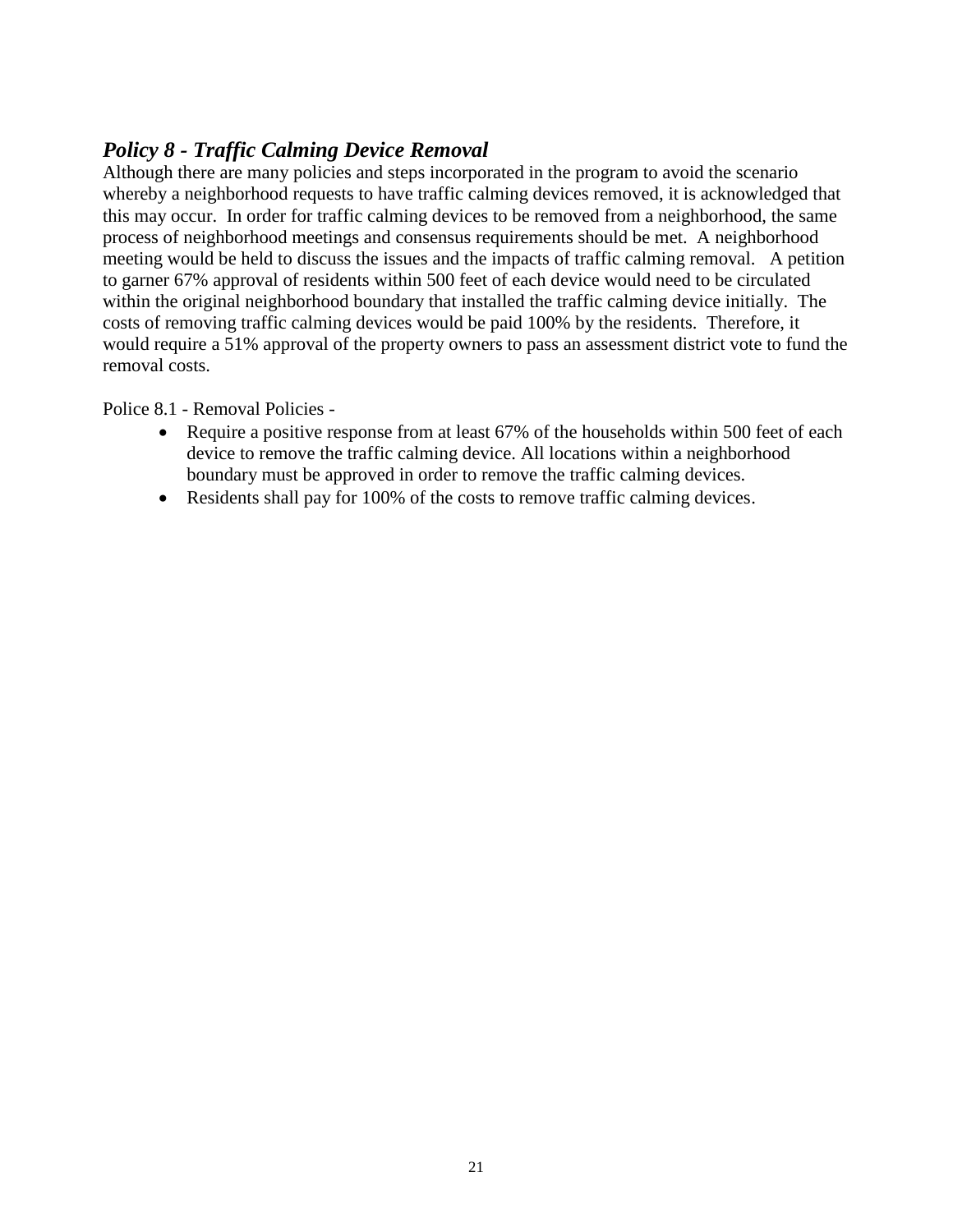## *Policy 8 - Traffic Calming Device Removal*

Although there are many policies and steps incorporated in the program to avoid the scenario whereby a neighborhood requests to have traffic calming devices removed, it is acknowledged that this may occur. In order for traffic calming devices to be removed from a neighborhood, the same process of neighborhood meetings and consensus requirements should be met. A neighborhood meeting would be held to discuss the issues and the impacts of traffic calming removal. A petition to garner 67% approval of residents within 500 feet of each device would need to be circulated within the original neighborhood boundary that installed the traffic calming device initially. The costs of removing traffic calming devices would be paid 100% by the residents. Therefore, it would require a 51% approval of the property owners to pass an assessment district vote to fund the removal costs.

Police 8.1 - Removal Policies -

- Require a positive response from at least 67% of the households within 500 feet of each device to remove the traffic calming device. All locations within a neighborhood boundary must be approved in order to remove the traffic calming devices.
- Residents shall pay for 100% of the costs to remove traffic calming devices.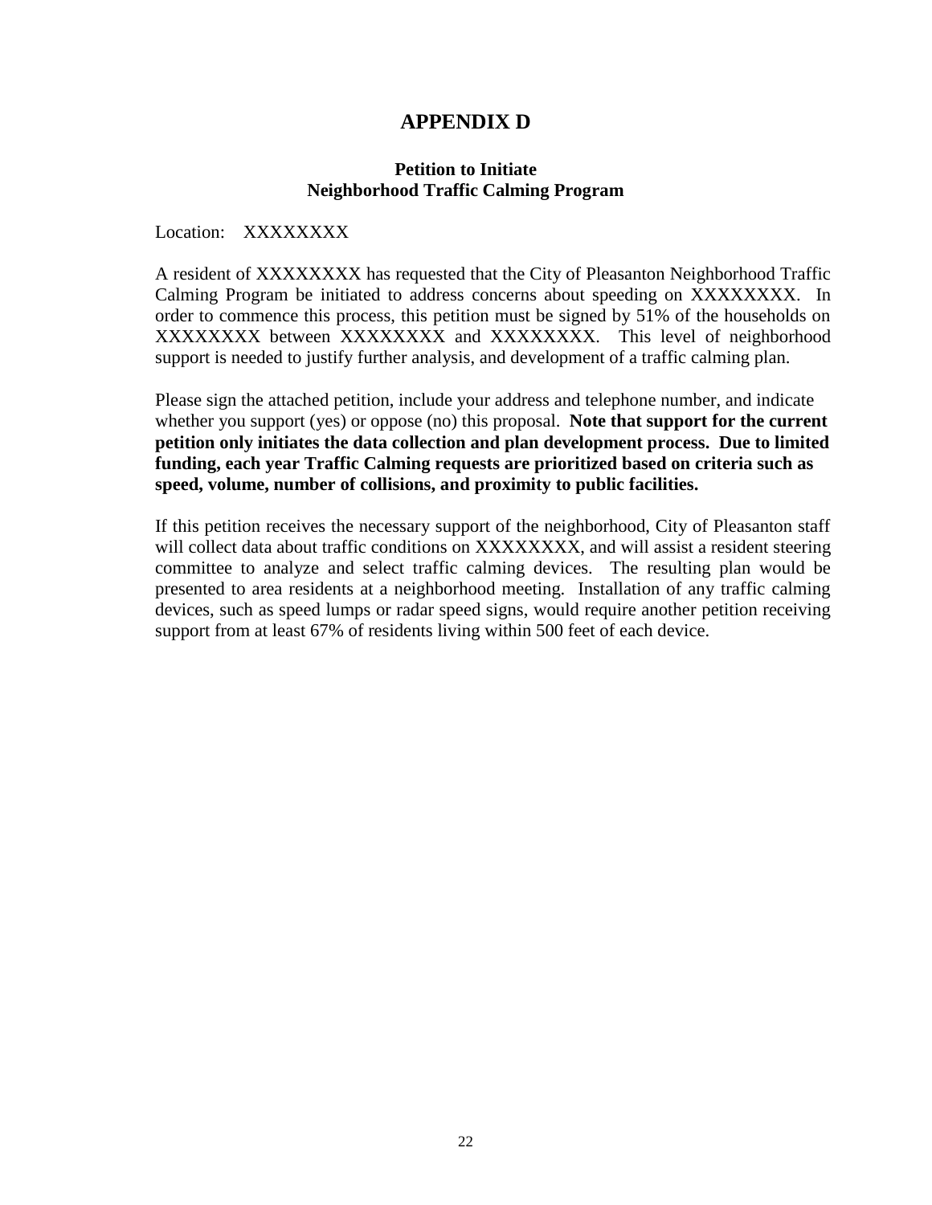# APPENDIX D

### Petition to Initiate
### Neighborhood Traffic Calming Program

Location: XXXXXXXX

A resident of XXXXXXXX has requested that the City of Pleasanton Neighborhood Traffic Calming Program be initiated to address concerns about speeding on XXXXXXXX. In order to commence this process, this petition must be signed by 51% of the households on XXXXXXXX between XXXXXXXX and XXXXXXXX. This level of neighborhood support is needed to justify further analysis, and development of a traffic calming plan.

Please sign the attached petition, include your address and telephone number, and indicate whether you support (yes) or oppose (no) this proposal. **Note that support for the current petition only initiates the data collection and plan development process. Due to limited funding, each year Traffic Calming requests are prioritized based on criteria such as speed, volume, number of collisions, and proximity to public facilities.**

If this petition receives the necessary support of the neighborhood, City of Pleasanton staff will collect data about traffic conditions on XXXXXXXX, and will assist a resident steering committee to analyze and select traffic calming devices. The resulting plan would be presented to area residents at a neighborhood meeting. Installation of any traffic calming devices, such as speed lumps or radar speed signs, would require another petition receiving support from at least 67% of residents living within 500 feet of each device.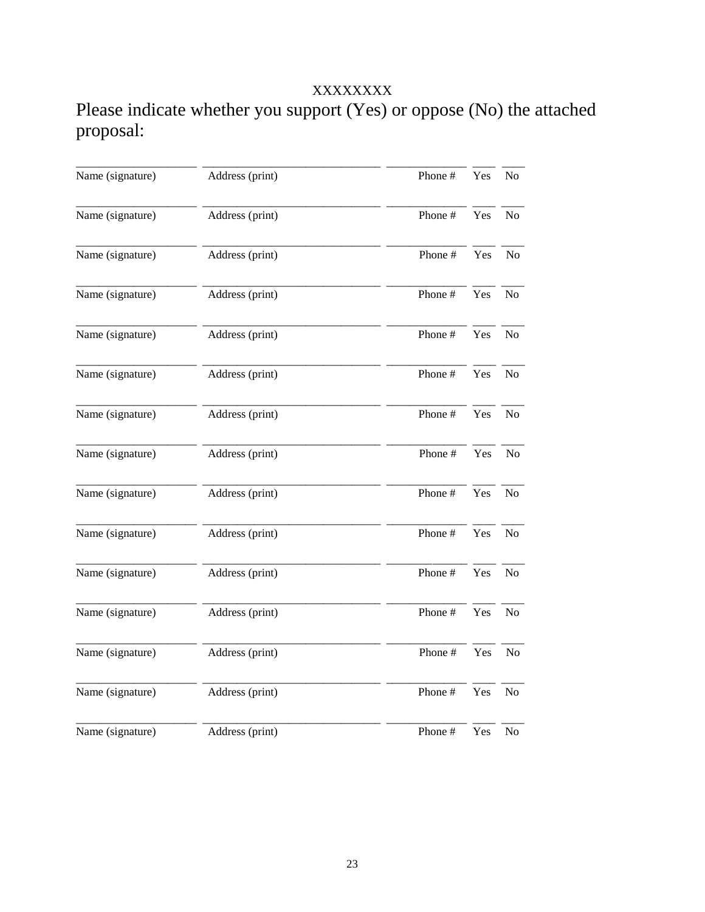XXXXXXXX

Please indicate whether you support (Yes) or oppose (No) the attached proposal:

| | | | | |
|---|---|---|---|---|
| Name (signature) | Address (print) | Phone # | Yes | No |
| Name (signature) | Address (print) | Phone # | Yes | No |
| Name (signature) | Address (print) | Phone # | Yes | No |
| Name (signature) | Address (print) | Phone # | Yes | No |
| Name (signature) | Address (print) | Phone # | Yes | No |
| Name (signature) | Address (print) | Phone # | Yes | No |
| Name (signature) | Address (print) | Phone # | Yes | No |
| Name (signature) | Address (print) | Phone # | Yes | No |
| Name (signature) | Address (print) | Phone # | Yes | No |
| Name (signature) | Address (print) | Phone # | Yes | No |
| Name (signature) | Address (print) | Phone # | Yes | No |
| Name (signature) | Address (print) | Phone # | Yes | No |
| Name (signature) | Address (print) | Phone # | Yes | No |
| Name (signature) | Address (print) | Phone # | Yes | No |
| Name (signature) | Address (print) | Phone # | Yes | No |